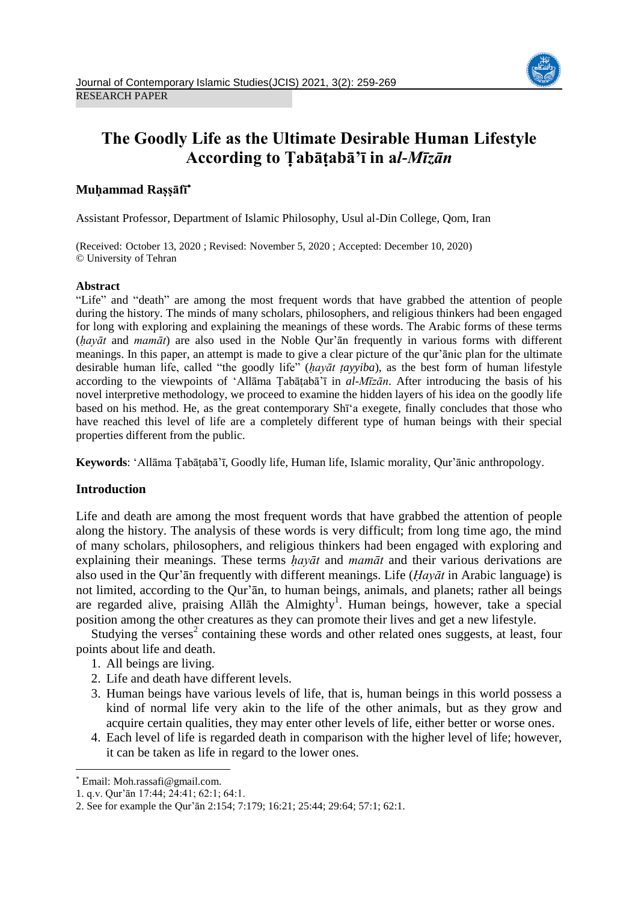RESEARCH PAPER

# The Goodly Life as the Ultimate Desirable Human Lifestyle According to Ṭabāṭabā'ī in a*l-Mīzān*

**Muḥammad Raṣṣāfī***

Assistant Professor, Department of Islamic Philosophy, Usul al-Din College, Qom, Iran

(Received: October 13, 2020 ; Revised: November 5, 2020 ; Accepted: December 10, 2020)
© University of Tehran

**Abstract**

"Life" and "death" are among the most frequent words that have grabbed the attention of people during the history. The minds of many scholars, philosophers, and religious thinkers had been engaged for long with exploring and explaining the meanings of these words. The Arabic forms of these terms (*ḥayāt* and *mamāt*) are also used in the Noble Qur'ān frequently in various forms with different meanings. In this paper, an attempt is made to give a clear picture of the qur'ānic plan for the ultimate desirable human life, called "the goodly life" (*ḥayāt ṭayyiba*), as the best form of human lifestyle according to the viewpoints of 'Allāma Ṭabāṭabā'ī in *al-Mīzān*. After introducing the basis of his novel interpretive methodology, we proceed to examine the hidden layers of his idea on the goodly life based on his method. He, as the great contemporary Shī'a exegete, finally concludes that those who have reached this level of life are a completely different type of human beings with their special properties different from the public.

**Keywords**: 'Allāma Ṭabāṭabā'ī, Goodly life, Human life, Islamic morality, Qur'ānic anthropology.

## Introduction

Life and death are among the most frequent words that have grabbed the attention of people along the history. The analysis of these words is very difficult; from long time ago, the mind of many scholars, philosophers, and religious thinkers had been engaged with exploring and explaining their meanings. These terms *ḥayāt* and *mamāt* and their various derivations are also used in the Qur'ān frequently with different meanings. Life (*Ḥayāt* in Arabic language) is not limited, according to the Qur'ān, to human beings, animals, and planets; rather all beings are regarded alive, praising Allāh the Almighty[1]. Human beings, however, take a special position among the other creatures as they can promote their lives and get a new lifestyle.

Studying the verses[2] containing these words and other related ones suggests, at least, four points about life and death.

1. All beings are living.
2. Life and death have different levels.
3. Human beings have various levels of life, that is, human beings in this world possess a kind of normal life very akin to the life of the other animals, but as they grow and acquire certain qualities, they may enter other levels of life, either better or worse ones.
4. Each level of life is regarded death in comparison with the higher level of life; however, it can be taken as life in regard to the lower ones.

---

* Email: Moh.rassafi@gmail.com.

1. q.v. Qur'ān 17:44; 24:41; 62:1; 64:1.

2. See for example the Qur'ān 2:154; 7:179; 16:21; 25:44; 29:64; 57:1; 62:1.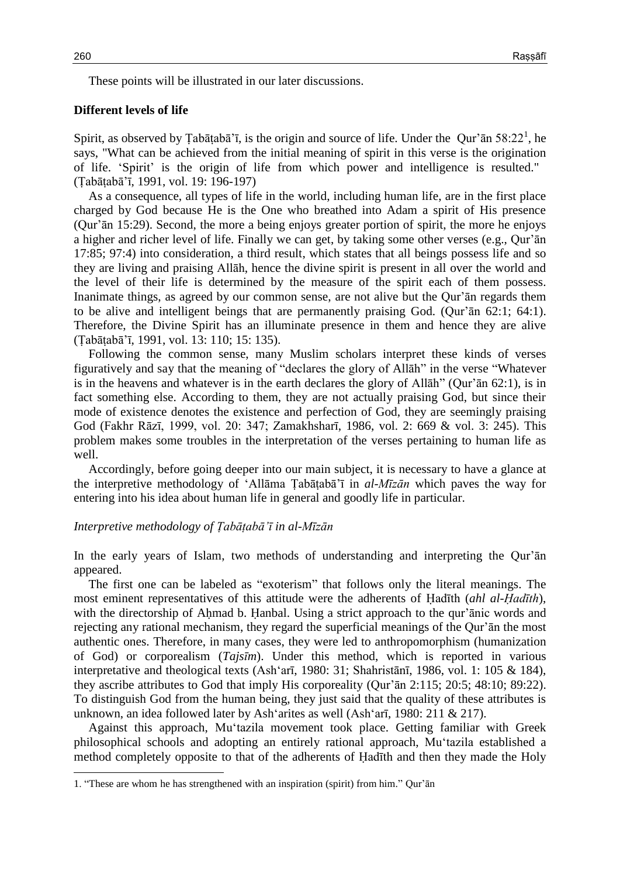These points will be illustrated in our later discussions.

**Different levels of life**

Spirit, as observed by Ṭabāṭabā'ī, is the origin and source of life. Under the Qur'ān 58:22[1], he says, "What can be achieved from the initial meaning of spirit in this verse is the origination of life. 'Spirit' is the origin of life from which power and intelligence is resulted." (Ṭabāṭabā'ī, 1991, vol. 19: 196-197)

As a consequence, all types of life in the world, including human life, are in the first place charged by God because He is the One who breathed into Adam a spirit of His presence (Qur'ān 15:29). Second, the more a being enjoys greater portion of spirit, the more he enjoys a higher and richer level of life. Finally we can get, by taking some other verses (e.g., Qur'ān 17:85; 97:4) into consideration, a third result, which states that all beings possess life and so they are living and praising Allāh, hence the divine spirit is present in all over the world and the level of their life is determined by the measure of the spirit each of them possess. Inanimate things, as agreed by our common sense, are not alive but the Qur'ān regards them to be alive and intelligent beings that are permanently praising God. (Qur'ān 62:1; 64:1). Therefore, the Divine Spirit has an illuminate presence in them and hence they are alive (Ṭabāṭabā'ī, 1991, vol. 13: 110; 15: 135).

Following the common sense, many Muslim scholars interpret these kinds of verses figuratively and say that the meaning of "declares the glory of Allāh" in the verse "Whatever is in the heavens and whatever is in the earth declares the glory of Allāh" (Qur'ān 62:1), is in fact something else. According to them, they are not actually praising God, but since their mode of existence denotes the existence and perfection of God, they are seemingly praising God (Fakhr Rāzī, 1999, vol. 20: 347; Zamakhsharī, 1986, vol. 2: 669 & vol. 3: 245). This problem makes some troubles in the interpretation of the verses pertaining to human life as well.

Accordingly, before going deeper into our main subject, it is necessary to have a glance at the interpretive methodology of 'Allāma Ṭabāṭabā'ī in *al-Mīzān* which paves the way for entering into his idea about human life in general and goodly life in particular.

*Interpretive methodology of Ṭabāṭabā'ī in al-Mīzān*

In the early years of Islam, two methods of understanding and interpreting the Qur'ān appeared.

The first one can be labeled as "exoterism" that follows only the literal meanings. The most eminent representatives of this attitude were the adherents of Ḥadīth (*ahl al-Ḥadīth*), with the directorship of Aḥmad b. Ḥanbal. Using a strict approach to the qur'ānic words and rejecting any rational mechanism, they regard the superficial meanings of the Qur'ān the most authentic ones. Therefore, in many cases, they were led to anthropomorphism (humanization of God) or corporealism (*Tajsīm*). Under this method, which is reported in various interpretative and theological texts (Ash'arī, 1980: 31; Shahristānī, 1986, vol. 1: 105 & 184), they ascribe attributes to God that imply His corporeality (Qur'ān 2:115; 20:5; 48:10; 89:22). To distinguish God from the human being, they just said that the quality of these attributes is unknown, an idea followed later by Ash'arites as well (Ash'arī, 1980: 211 & 217).

Against this approach, Mu'tazila movement took place. Getting familiar with Greek philosophical schools and adopting an entirely rational approach, Mu'tazila established a method completely opposite to that of the adherents of Ḥadīth and then they made the Holy

1. "These are whom he has strengthened with an inspiration (spirit) from him." Qur'ān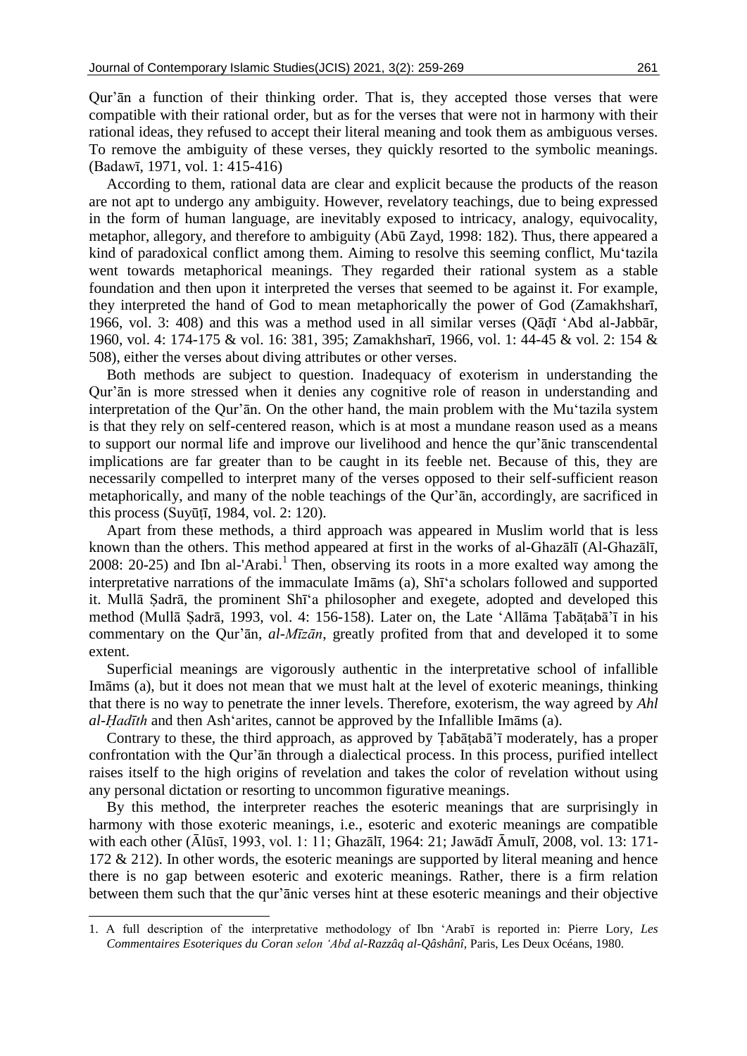Qur'ān a function of their thinking order. That is, they accepted those verses that were compatible with their rational order, but as for the verses that were not in harmony with their rational ideas, they refused to accept their literal meaning and took them as ambiguous verses. To remove the ambiguity of these verses, they quickly resorted to the symbolic meanings. (Badawī, 1971, vol. 1: 415-416)

According to them, rational data are clear and explicit because the products of the reason are not apt to undergo any ambiguity. However, revelatory teachings, due to being expressed in the form of human language, are inevitably exposed to intricacy, analogy, equivocality, metaphor, allegory, and therefore to ambiguity (Abū Zayd, 1998: 182). Thus, there appeared a kind of paradoxical conflict among them. Aiming to resolve this seeming conflict, Mu'tazila went towards metaphorical meanings. They regarded their rational system as a stable foundation and then upon it interpreted the verses that seemed to be against it. For example, they interpreted the hand of God to mean metaphorically the power of God (Zamakhsharī, 1966, vol. 3: 408) and this was a method used in all similar verses (Qāḍī 'Abd al-Jabbār, 1960, vol. 4: 174-175 & vol. 16: 381, 395; Zamakhsharī, 1966, vol. 1: 44-45 & vol. 2: 154 & 508), either the verses about diving attributes or other verses.

Both methods are subject to question. Inadequacy of exoterism in understanding the Qur'ān is more stressed when it denies any cognitive role of reason in understanding and interpretation of the Qur'ān. On the other hand, the main problem with the Mu'tazila system is that they rely on self-centered reason, which is at most a mundane reason used as a means to support our normal life and improve our livelihood and hence the qur'ānic transcendental implications are far greater than to be caught in its feeble net. Because of this, they are necessarily compelled to interpret many of the verses opposed to their self-sufficient reason metaphorically, and many of the noble teachings of the Qur'ān, accordingly, are sacrificed in this process (Suyūṭī, 1984, vol. 2: 120).

Apart from these methods, a third approach was appeared in Muslim world that is less known than the others. This method appeared at first in the works of al-Ghazālī (Al-Ghazālī, 2008: 20-25) and Ibn al-'Arabi.[1] Then, observing its roots in a more exalted way among the interpretative narrations of the immaculate Imāms (a), Shī'a scholars followed and supported it. Mullā Ṣadrā, the prominent Shī'a philosopher and exegete, adopted and developed this method (Mullā Ṣadrā, 1993, vol. 4: 156-158). Later on, the Late 'Allāma Ṭabāṭabā'ī in his commentary on the Qur'ān, *al-Mīzān*, greatly profited from that and developed it to some extent.

Superficial meanings are vigorously authentic in the interpretative school of infallible Imāms (a), but it does not mean that we must halt at the level of exoteric meanings, thinking that there is no way to penetrate the inner levels. Therefore, exoterism, the way agreed by *Ahl al-Ḥadīth* and then Ash'arites, cannot be approved by the Infallible Imāms (a).

Contrary to these, the third approach, as approved by Ṭabāṭabā'ī moderately, has a proper confrontation with the Qur'ān through a dialectical process. In this process, purified intellect raises itself to the high origins of revelation and takes the color of revelation without using any personal dictation or resorting to uncommon figurative meanings.

By this method, the interpreter reaches the esoteric meanings that are surprisingly in harmony with those exoteric meanings, i.e., esoteric and exoteric meanings are compatible with each other (Ālūsī, 1993, vol. 1: 11; Ghazālī, 1964: 21; Jawādī Āmulī, 2008, vol. 13: 171-172 & 212). In other words, the esoteric meanings are supported by literal meaning and hence there is no gap between esoteric and exoteric meanings. Rather, there is a firm relation between them such that the qur'ānic verses hint at these esoteric meanings and their objective

1. A full description of the interpretative methodology of Ibn 'Arabī is reported in: Pierre Lory, *Les Commentaires Esoteriques du Coran selon 'Abd al-Razzâq al-Qâshânî*, Paris, Les Deux Océans, 1980.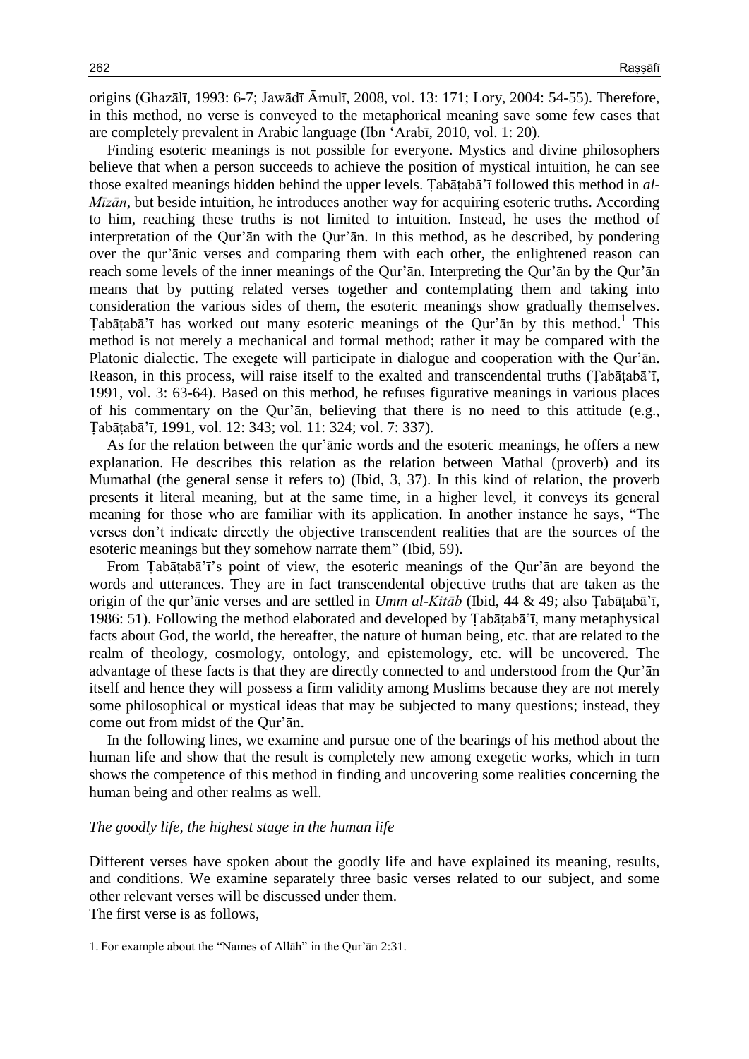origins (Ghazālī, 1993: 6-7; Jawādī Āmulī, 2008, vol. 13: 171; Lory, 2004: 54-55). Therefore, in this method, no verse is conveyed to the metaphorical meaning save some few cases that are completely prevalent in Arabic language (Ibn ʻArabī, 2010, vol. 1: 20).

Finding esoteric meanings is not possible for everyone. Mystics and divine philosophers believe that when a person succeeds to achieve the position of mystical intuition, he can see those exalted meanings hidden behind the upper levels. Ṭabāṭabā'ī followed this method in *al-Mīzān*, but beside intuition, he introduces another way for acquiring esoteric truths. According to him, reaching these truths is not limited to intuition. Instead, he uses the method of interpretation of the Qur'ān with the Qur'ān. In this method, as he described, by pondering over the qur'ānic verses and comparing them with each other, the enlightened reason can reach some levels of the inner meanings of the Qur'ān. Interpreting the Qur'ān by the Qur'ān means that by putting related verses together and contemplating them and taking into consideration the various sides of them, the esoteric meanings show gradually themselves. Ṭabāṭabā'ī has worked out many esoteric meanings of the Qur'ān by this method.[1] This method is not merely a mechanical and formal method; rather it may be compared with the Platonic dialectic. The exegete will participate in dialogue and cooperation with the Qur'ān. Reason, in this process, will raise itself to the exalted and transcendental truths (Ṭabāṭabā'ī, 1991, vol. 3: 63-64). Based on this method, he refuses figurative meanings in various places of his commentary on the Qur'ān, believing that there is no need to this attitude (e.g., Ṭabāṭabā'ī, 1991, vol. 12: 343; vol. 11: 324; vol. 7: 337).

As for the relation between the qur'ānic words and the esoteric meanings, he offers a new explanation. He describes this relation as the relation between Mathal (proverb) and its Mumathal (the general sense it refers to) (Ibid, 3, 37). In this kind of relation, the proverb presents it literal meaning, but at the same time, in a higher level, it conveys its general meaning for those who are familiar with its application. In another instance he says, "The verses don't indicate directly the objective transcendent realities that are the sources of the esoteric meanings but they somehow narrate them" (Ibid, 59).

From Ṭabāṭabā'ī's point of view, the esoteric meanings of the Qur'ān are beyond the words and utterances. They are in fact transcendental objective truths that are taken as the origin of the qur'ānic verses and are settled in *Umm al-Kitāb* (Ibid, 44 & 49; also Ṭabāṭabā'ī, 1986: 51). Following the method elaborated and developed by Ṭabāṭabā'ī, many metaphysical facts about God, the world, the hereafter, the nature of human being, etc. that are related to the realm of theology, cosmology, ontology, and epistemology, etc. will be uncovered. The advantage of these facts is that they are directly connected to and understood from the Qur'ān itself and hence they will possess a firm validity among Muslims because they are not merely some philosophical or mystical ideas that may be subjected to many questions; instead, they come out from midst of the Qur'ān.

In the following lines, we examine and pursue one of the bearings of his method about the human life and show that the result is completely new among exegetic works, which in turn shows the competence of this method in finding and uncovering some realities concerning the human being and other realms as well.

### *The goodly life, the highest stage in the human life*

Different verses have spoken about the goodly life and have explained its meaning, results, and conditions. We examine separately three basic verses related to our subject, and some other relevant verses will be discussed under them.

The first verse is as follows,

---

1. For example about the "Names of Allāh" in the Qur'ān 2:31.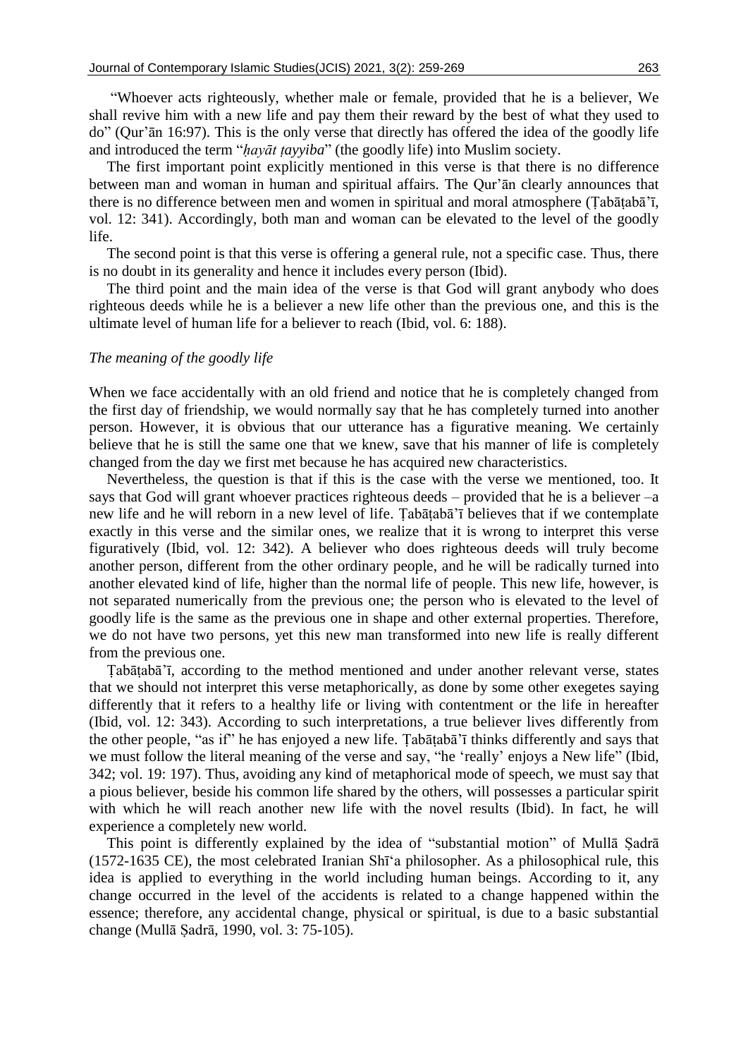"Whoever acts righteously, whether male or female, provided that he is a believer, We shall revive him with a new life and pay them their reward by the best of what they used to do" (Qur'ān 16:97). This is the only verse that directly has offered the idea of the goodly life and introduced the term "*ḥayāt ṭayyiba*" (the goodly life) into Muslim society.

The first important point explicitly mentioned in this verse is that there is no difference between man and woman in human and spiritual affairs. The Qur'ān clearly announces that there is no difference between men and women in spiritual and moral atmosphere (Ṭabāṭabā'ī, vol. 12: 341). Accordingly, both man and woman can be elevated to the level of the goodly life.

The second point is that this verse is offering a general rule, not a specific case. Thus, there is no doubt in its generality and hence it includes every person (Ibid).

The third point and the main idea of the verse is that God will grant anybody who does righteous deeds while he is a believer a new life other than the previous one, and this is the ultimate level of human life for a believer to reach (Ibid, vol. 6: 188).

*The meaning of the goodly life*

When we face accidentally with an old friend and notice that he is completely changed from the first day of friendship, we would normally say that he has completely turned into another person. However, it is obvious that our utterance has a figurative meaning. We certainly believe that he is still the same one that we knew, save that his manner of life is completely changed from the day we first met because he has acquired new characteristics.

Nevertheless, the question is that if this is the case with the verse we mentioned, too. It says that God will grant whoever practices righteous deeds – provided that he is a believer –a new life and he will reborn in a new level of life. Ṭabāṭabā'ī believes that if we contemplate exactly in this verse and the similar ones, we realize that it is wrong to interpret this verse figuratively (Ibid, vol. 12: 342). A believer who does righteous deeds will truly become another person, different from the other ordinary people, and he will be radically turned into another elevated kind of life, higher than the normal life of people. This new life, however, is not separated numerically from the previous one; the person who is elevated to the level of goodly life is the same as the previous one in shape and other external properties. Therefore, we do not have two persons, yet this new man transformed into new life is really different from the previous one.

Ṭabāṭabā'ī, according to the method mentioned and under another relevant verse, states that we should not interpret this verse metaphorically, as done by some other exegetes saying differently that it refers to a healthy life or living with contentment or the life in hereafter (Ibid, vol. 12: 343). According to such interpretations, a true believer lives differently from the other people, "as if" he has enjoyed a new life. Ṭabāṭabā'ī thinks differently and says that we must follow the literal meaning of the verse and say, "he 'really' enjoys a New life" (Ibid, 342; vol. 19: 197). Thus, avoiding any kind of metaphorical mode of speech, we must say that a pious believer, beside his common life shared by the others, will possesses a particular spirit with which he will reach another new life with the novel results (Ibid). In fact, he will experience a completely new world.

This point is differently explained by the idea of "substantial motion" of Mullā Ṣadrā (1572-1635 CE), the most celebrated Iranian Shī'a philosopher. As a philosophical rule, this idea is applied to everything in the world including human beings. According to it, any change occurred in the level of the accidents is related to a change happened within the essence; therefore, any accidental change, physical or spiritual, is due to a basic substantial change (Mullā Ṣadrā, 1990, vol. 3: 75-105).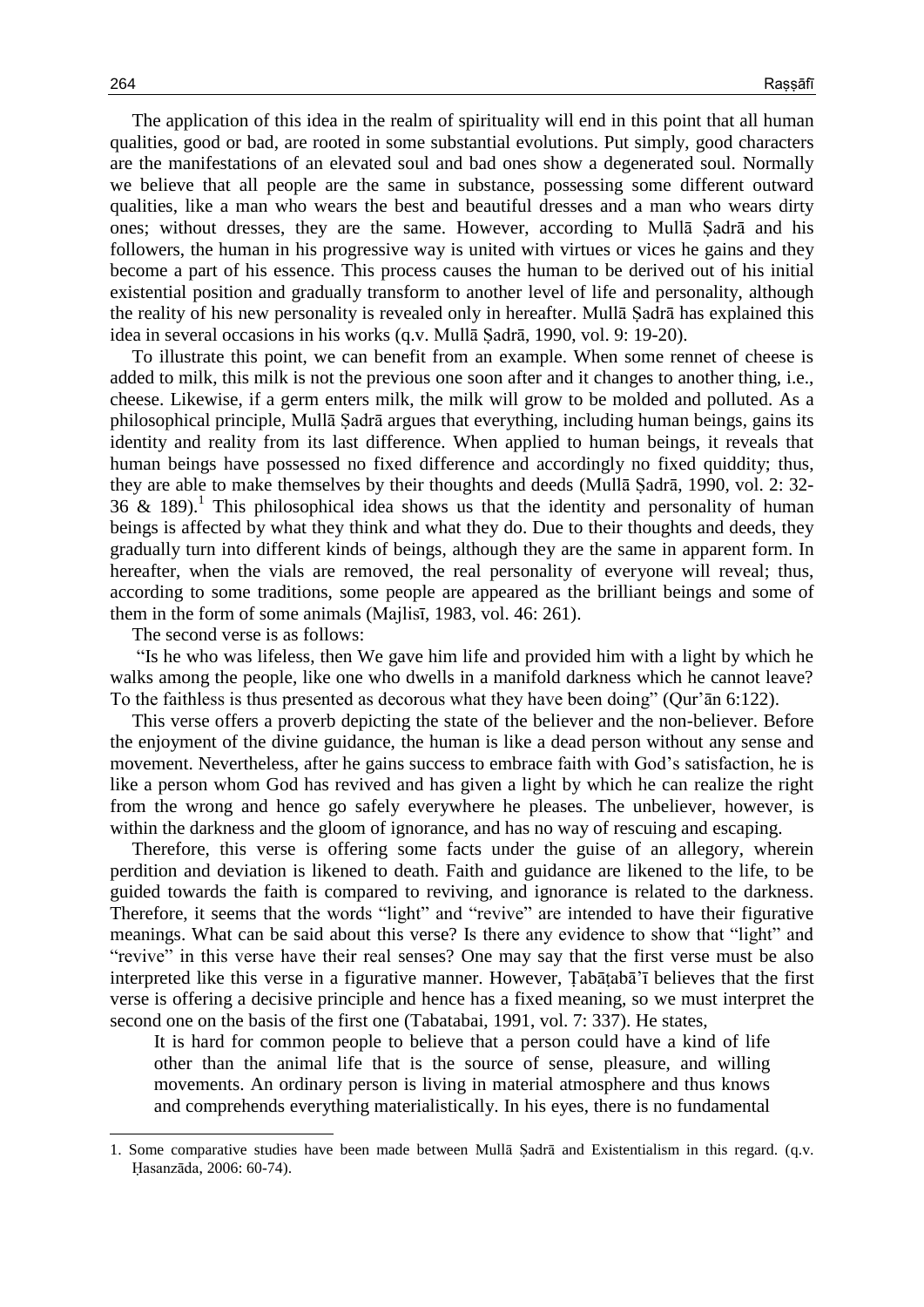The application of this idea in the realm of spirituality will end in this point that all human qualities, good or bad, are rooted in some substantial evolutions. Put simply, good characters are the manifestations of an elevated soul and bad ones show a degenerated soul. Normally we believe that all people are the same in substance, possessing some different outward qualities, like a man who wears the best and beautiful dresses and a man who wears dirty ones; without dresses, they are the same. However, according to Mullā Ṣadrā and his followers, the human in his progressive way is united with virtues or vices he gains and they become a part of his essence. This process causes the human to be derived out of his initial existential position and gradually transform to another level of life and personality, although the reality of his new personality is revealed only in hereafter. Mullā Ṣadrā has explained this idea in several occasions in his works (q.v. Mullā Ṣadrā, 1990, vol. 9: 19-20).

To illustrate this point, we can benefit from an example. When some rennet of cheese is added to milk, this milk is not the previous one soon after and it changes to another thing, i.e., cheese. Likewise, if a germ enters milk, the milk will grow to be molded and polluted. As a philosophical principle, Mullā Ṣadrā argues that everything, including human beings, gains its identity and reality from its last difference. When applied to human beings, it reveals that human beings have possessed no fixed difference and accordingly no fixed quiddity; thus, they are able to make themselves by their thoughts and deeds (Mullā Ṣadrā, 1990, vol. 2: 32-36 & 189).[1] This philosophical idea shows us that the identity and personality of human beings is affected by what they think and what they do. Due to their thoughts and deeds, they gradually turn into different kinds of beings, although they are the same in apparent form. In hereafter, when the vials are removed, the real personality of everyone will reveal; thus, according to some traditions, some people are appeared as the brilliant beings and some of them in the form of some animals (Majlisī, 1983, vol. 46: 261).

The second verse is as follows:

"Is he who was lifeless, then We gave him life and provided him with a light by which he walks among the people, like one who dwells in a manifold darkness which he cannot leave? To the faithless is thus presented as decorous what they have been doing" (Qur'ān 6:122).

This verse offers a proverb depicting the state of the believer and the non-believer. Before the enjoyment of the divine guidance, the human is like a dead person without any sense and movement. Nevertheless, after he gains success to embrace faith with God's satisfaction, he is like a person whom God has revived and has given a light by which he can realize the right from the wrong and hence go safely everywhere he pleases. The unbeliever, however, is within the darkness and the gloom of ignorance, and has no way of rescuing and escaping.

Therefore, this verse is offering some facts under the guise of an allegory, wherein perdition and deviation is likened to death. Faith and guidance are likened to the life, to be guided towards the faith is compared to reviving, and ignorance is related to the darkness. Therefore, it seems that the words "light" and "revive" are intended to have their figurative meanings. What can be said about this verse? Is there any evidence to show that "light" and "revive" in this verse have their real senses? One may say that the first verse must be also interpreted like this verse in a figurative manner. However, Ṭabāṭabā'ī believes that the first verse is offering a decisive principle and hence has a fixed meaning, so we must interpret the second one on the basis of the first one (Tabatabai, 1991, vol. 7: 337). He states,

> It is hard for common people to believe that a person could have a kind of life other than the animal life that is the source of sense, pleasure, and willing movements. An ordinary person is living in material atmosphere and thus knows and comprehends everything materialistically. In his eyes, there is no fundamental

---

1. Some comparative studies have been made between Mullā Ṣadrā and Existentialism in this regard. (q.v. Ḥasanzāda, 2006: 60-74).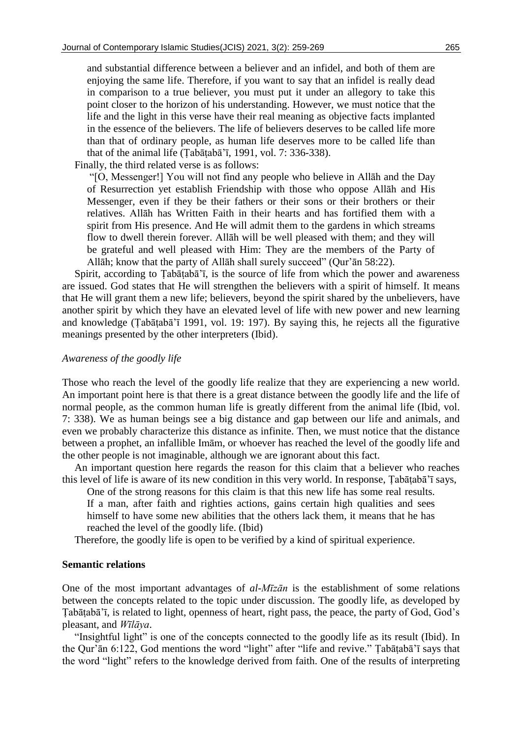and substantial difference between a believer and an infidel, and both of them are enjoying the same life. Therefore, if you want to say that an infidel is really dead in comparison to a true believer, you must put it under an allegory to take this point closer to the horizon of his understanding. However, we must notice that the life and the light in this verse have their real meaning as objective facts implanted in the essence of the believers. The life of believers deserves to be called life more than that of ordinary people, as human life deserves more to be called life than that of the animal life (Ṭabāṭabā'ī, 1991, vol. 7: 336-338).

Finally, the third related verse is as follows:

> "[O, Messenger!] You will not find any people who believe in Allāh and the Day of Resurrection yet establish Friendship with those who oppose Allāh and His Messenger, even if they be their fathers or their sons or their brothers or their relatives. Allāh has Written Faith in their hearts and has fortified them with a spirit from His presence. And He will admit them to the gardens in which streams flow to dwell therein forever. Allāh will be well pleased with them; and they will be grateful and well pleased with Him: They are the members of the Party of Allāh; know that the party of Allāh shall surely succeed" (Qur'ān 58:22).

Spirit, according to Ṭabāṭabā'ī, is the source of life from which the power and awareness are issued. God states that He will strengthen the believers with a spirit of himself. It means that He will grant them a new life; believers, beyond the spirit shared by the unbelievers, have another spirit by which they have an elevated level of life with new power and new learning and knowledge (Ṭabāṭabā'ī 1991, vol. 19: 197). By saying this, he rejects all the figurative meanings presented by the other interpreters (Ibid).

*Awareness of the goodly life*

Those who reach the level of the goodly life realize that they are experiencing a new world. An important point here is that there is a great distance between the goodly life and the life of normal people, as the common human life is greatly different from the animal life (Ibid, vol. 7: 338). We as human beings see a big distance and gap between our life and animals, and even we probably characterize this distance as infinite. Then, we must notice that the distance between a prophet, an infallible Imām, or whoever has reached the level of the goodly life and the other people is not imaginable, although we are ignorant about this fact.

An important question here regards the reason for this claim that a believer who reaches this level of life is aware of its new condition in this very world. In response, Ṭabāṭabā'ī says,

> One of the strong reasons for this claim is that this new life has some real results. If a man, after faith and righties actions, gains certain high qualities and sees himself to have some new abilities that the others lack them, it means that he has reached the level of the goodly life. (Ibid)

Therefore, the goodly life is open to be verified by a kind of spiritual experience.

**Semantic relations**

One of the most important advantages of *al-Mīzān* is the establishment of some relations between the concepts related to the topic under discussion. The goodly life, as developed by Ṭabāṭabā'ī, is related to light, openness of heart, right pass, the peace, the party of God, God's pleasant, and *Wīlāya*.

"Insightful light" is one of the concepts connected to the goodly life as its result (Ibid). In the Qur'ān 6:122, God mentions the word "light" after "life and revive." Ṭabāṭabā'ī says that the word "light" refers to the knowledge derived from faith. One of the results of interpreting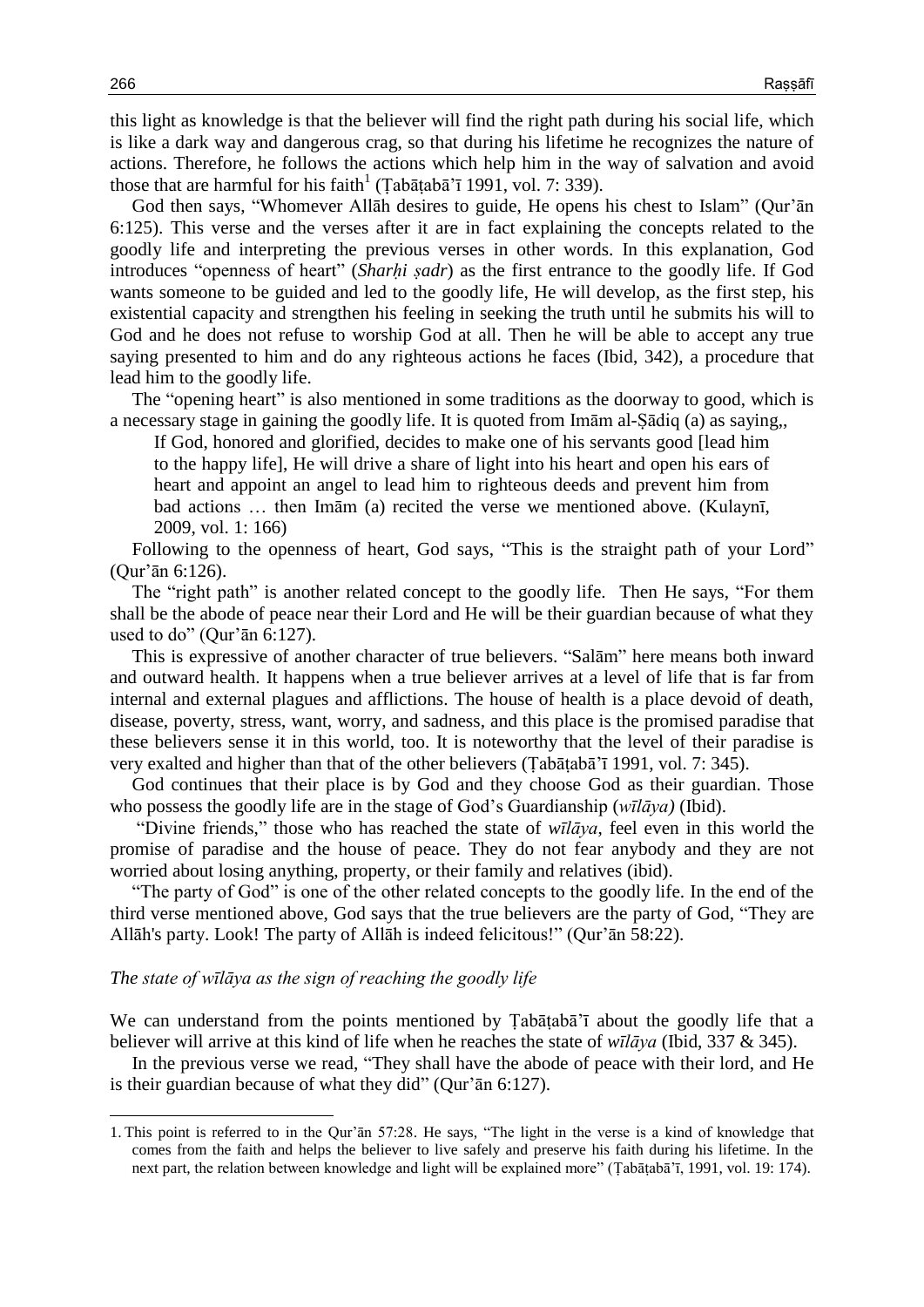this light as knowledge is that the believer will find the right path during his social life, which is like a dark way and dangerous crag, so that during his lifetime he recognizes the nature of actions. Therefore, he follows the actions which help him in the way of salvation and avoid those that are harmful for his faith[1] (Ṭabāṭabā'ī 1991, vol. 7: 339).

God then says, "Whomever Allāh desires to guide, He opens his chest to Islam" (Qur'ān 6:125). This verse and the verses after it are in fact explaining the concepts related to the goodly life and interpreting the previous verses in other words. In this explanation, God introduces "openness of heart" (*Sharḥi ṣadr*) as the first entrance to the goodly life. If God wants someone to be guided and led to the goodly life, He will develop, as the first step, his existential capacity and strengthen his feeling in seeking the truth until he submits his will to God and he does not refuse to worship God at all. Then he will be able to accept any true saying presented to him and do any righteous actions he faces (Ibid, 342), a procedure that lead him to the goodly life.

The "opening heart" is also mentioned in some traditions as the doorway to good, which is a necessary stage in gaining the goodly life. It is quoted from Imām al-Ṣādiq (a) as saying,,

> If God, honored and glorified, decides to make one of his servants good [lead him to the happy life], He will drive a share of light into his heart and open his ears of heart and appoint an angel to lead him to righteous deeds and prevent him from bad actions … then Imām (a) recited the verse we mentioned above. (Kulaynī, 2009, vol. 1: 166)

Following to the openness of heart, God says, "This is the straight path of your Lord" (Qur'ān 6:126).

The "right path" is another related concept to the goodly life. Then He says, "For them shall be the abode of peace near their Lord and He will be their guardian because of what they used to do" (Qur'ān 6:127).

This is expressive of another character of true believers. "Salām" here means both inward and outward health. It happens when a true believer arrives at a level of life that is far from internal and external plagues and afflictions. The house of health is a place devoid of death, disease, poverty, stress, want, worry, and sadness, and this place is the promised paradise that these believers sense it in this world, too. It is noteworthy that the level of their paradise is very exalted and higher than that of the other believers (Ṭabāṭabā'ī 1991, vol. 7: 345).

God continues that their place is by God and they choose God as their guardian. Those who possess the goodly life are in the stage of God's Guardianship (*wīlāya)* (Ibid).

"Divine friends," those who has reached the state of *wīlāya*, feel even in this world the promise of paradise and the house of peace. They do not fear anybody and they are not worried about losing anything, property, or their family and relatives (ibid).

"The party of God" is one of the other related concepts to the goodly life. In the end of the third verse mentioned above, God says that the true believers are the party of God, "They are Allāh's party. Look! The party of Allāh is indeed felicitous!" (Qur'ān 58:22).

*The state of wīlāya as the sign of reaching the goodly life*

We can understand from the points mentioned by Ṭabāṭabā'ī about the goodly life that a believer will arrive at this kind of life when he reaches the state of *wīlāya* (Ibid, 337 & 345).

In the previous verse we read, "They shall have the abode of peace with their lord, and He is their guardian because of what they did" (Qur'ān 6:127).

---

1. This point is referred to in the Qur'ān 57:28. He says, "The light in the verse is a kind of knowledge that comes from the faith and helps the believer to live safely and preserve his faith during his lifetime. In the next part, the relation between knowledge and light will be explained more" (Ṭabāṭabā'ī, 1991, vol. 19: 174).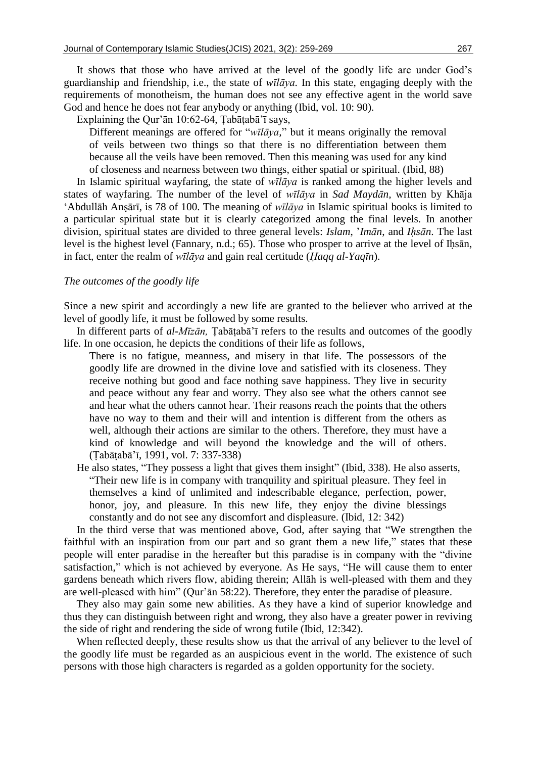It shows that those who have arrived at the level of the goodly life are under God's guardianship and friendship, i.e., the state of *wīlāya.* In this state, engaging deeply with the requirements of monotheism, the human does not see any effective agent in the world save God and hence he does not fear anybody or anything (Ibid, vol. 10: 90).

Explaining the Qur'ān 10:62-64, Ṭabāṭabā'ī says,

> Different meanings are offered for "*wīlāya,*" but it means originally the removal of veils between two things so that there is no differentiation between them because all the veils have been removed. Then this meaning was used for any kind of closeness and nearness between two things, either spatial or spiritual. (Ibid, 88)

In Islamic spiritual wayfaring, the state of *wīlāya* is ranked among the higher levels and states of wayfaring. The number of the level of *wīlāya* in ***Sad Maydān,*** written by Khāja 'Abdullāh Anṣārī, is 78 of 100. The meaning of *wīlāya* in Islamic spiritual books is limited to a particular spiritual state but it is clearly categorized among the final levels. In another division, spiritual states are divided to three general levels: ***Islam***, ***'Imān***, and ***Iḥsān***. The last level is the highest level (Fannary, n.d.; 65). Those who prosper to arrive at the level of Iḥsān, in fact, enter the realm of *wīlāya* and gain real certitude (*Ḥaqq al-Yaqīn*).

*The outcomes of the goodly life*

Since a new spirit and accordingly a new life are granted to the believer who arrived at the level of goodly life, it must be followed by some results.

In different parts of *al-Mīzān,* Ṭabāṭabā'ī refers to the results and outcomes of the goodly life. In one occasion, he depicts the conditions of their life as follows,

> There is no fatigue, meanness, and misery in that life. The possessors of the goodly life are drowned in the divine love and satisfied with its closeness. They receive nothing but good and face nothing save happiness. They live in security and peace without any fear and worry. They also see what the others cannot see and hear what the others cannot hear. Their reasons reach the points that the others have no way to them and their will and intention is different from the others as well, although their actions are similar to the others. Therefore, they must have a kind of knowledge and will beyond the knowledge and the will of others. (Ṭabāṭabā'ī, 1991, vol. 7: 337-338)

He also states, "They possess a light that gives them insight" (Ibid, 338). He also asserts,

> "Their new life is in company with tranquility and spiritual pleasure. They feel in themselves a kind of unlimited and indescribable elegance, perfection, power, honor, joy, and pleasure. In this new life, they enjoy the divine blessings constantly and do not see any discomfort and displeasure. (Ibid, 12: 342)

In the third verse that was mentioned above, God, after saying that "We strengthen the faithful with an inspiration from our part and so grant them a new life," states that these people will enter paradise in the hereafter but this paradise is in company with the "divine satisfaction," which is not achieved by everyone. As He says, "He will cause them to enter gardens beneath which rivers flow, abiding therein; Allāh is well-pleased with them and they are well-pleased with him" (Qur'ān 58:22). Therefore, they enter the paradise of pleasure.

They also may gain some new abilities. As they have a kind of superior knowledge and thus they can distinguish between right and wrong, they also have a greater power in reviving the side of right and rendering the side of wrong futile (Ibid, 12:342).

When reflected deeply, these results show us that the arrival of any believer to the level of the goodly life must be regarded as an auspicious event in the world. The existence of such persons with those high characters is regarded as a golden opportunity for the society.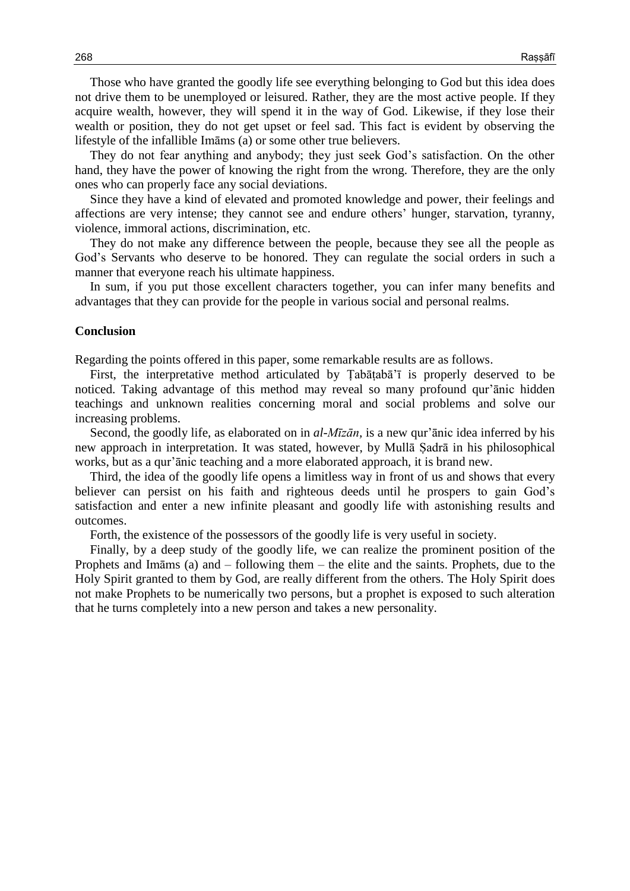Those who have granted the goodly life see everything belonging to God but this idea does not drive them to be unemployed or leisured. Rather, they are the most active people. If they acquire wealth, however, they will spend it in the way of God. Likewise, if they lose their wealth or position, they do not get upset or feel sad. This fact is evident by observing the lifestyle of the infallible Imāms (a) or some other true believers.

They do not fear anything and anybody; they just seek God's satisfaction. On the other hand, they have the power of knowing the right from the wrong. Therefore, they are the only ones who can properly face any social deviations.

Since they have a kind of elevated and promoted knowledge and power, their feelings and affections are very intense; they cannot see and endure others' hunger, starvation, tyranny, violence, immoral actions, discrimination, etc.

They do not make any difference between the people, because they see all the people as God's Servants who deserve to be honored. They can regulate the social orders in such a manner that everyone reach his ultimate happiness.

In sum, if you put those excellent characters together, you can infer many benefits and advantages that they can provide for the people in various social and personal realms.

## Conclusion

Regarding the points offered in this paper, some remarkable results are as follows.

First, the interpretative method articulated by Ṭabāṭabā'ī is properly deserved to be noticed. Taking advantage of this method may reveal so many profound qur'ānic hidden teachings and unknown realities concerning moral and social problems and solve our increasing problems.

Second, the goodly life, as elaborated on in *al-Mīzān*, is a new qur'ānic idea inferred by his new approach in interpretation. It was stated, however, by Mullā Ṣadrā in his philosophical works, but as a qur'ānic teaching and a more elaborated approach, it is brand new.

Third, the idea of the goodly life opens a limitless way in front of us and shows that every believer can persist on his faith and righteous deeds until he prospers to gain God's satisfaction and enter a new infinite pleasant and goodly life with astonishing results and outcomes.

Forth, the existence of the possessors of the goodly life is very useful in society.

Finally, by a deep study of the goodly life, we can realize the prominent position of the Prophets and Imāms (a) and – following them – the elite and the saints. Prophets, due to the Holy Spirit granted to them by God, are really different from the others. The Holy Spirit does not make Prophets to be numerically two persons, but a prophet is exposed to such alteration that he turns completely into a new person and takes a new personality.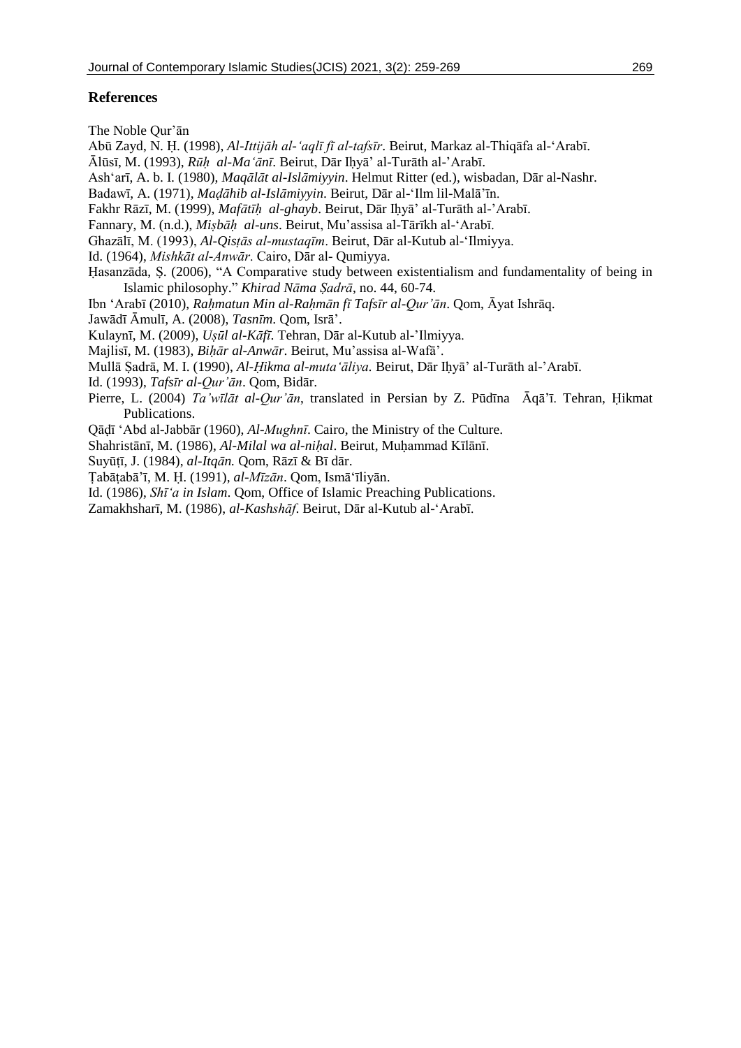## References

The Noble Qur'ān

Abū Zayd, N. Ḥ. (1998), *Al-Ittijāh al-ʿaqlī fī al-tafsīr*. Beirut, Markaz al-Thiqāfa al-ʿArabī.

Ālūsī, M. (1993), *Rūḥ al-Maʿānī*. Beirut, Dār Iḥyā' al-Turāth al-'Arabī.

Ashʿarī, A. b. I. (1980), *Maqālāt al-Islāmiyyin*. Helmut Ritter (ed.), wisbadan, Dār al-Nashr.

Badawī, A. (1971), *Maḍāhib al-Islāmiyyin*. Beirut, Dār al-ʿIlm lil-Malā'īn.

Fakhr Rāzī, M. (1999), *Mafātīḥ al-ghayb*. Beirut, Dār Iḥyā' al-Turāth al-'Arabī.

Fannary, M. (n.d.), *Miṣbāḥ al-uns*. Beirut, Mu'assisa al-Tārīkh al-ʿArabī.

Ghazālī, M. (1993), *Al-Qisṭās al-mustaqīm*. Beirut, Dār al-Kutub al-ʿIlmiyya.

Id. (1964), *Mishkāt al-Anwār*. Cairo, Dār al- Qumiyya.

Ḥasanzāda, Ṣ. (2006), "A Comparative study between existentialism and fundamentality of being in Islamic philosophy." *Khirad Nāma Ṣadrā*, no. 44, 60-74.

Ibn ʿArabī (2010), *Raḥmatun Min al-Raḥmān fī Tafsīr al-Qur'ān*. Qom, Āyat Ishrāq.

Jawādī Āmulī, A. (2008), *Tasnīm*. Qom, Isrā'.

Kulaynī, M. (2009), *Uṣūl al-Kāfī*. Tehran, Dār al-Kutub al-'Ilmiyya.

Majlisī, M. (1983), *Biḥār al-Anwār*. Beirut, Mu'assisa al-Wafā'.

Mullā Ṣadrā, M. I. (1990), *Al-Ḥikma al-mutaʿāliya*. Beirut, Dār Iḥyā' al-Turāth al-'Arabī.

Id. (1993), *Tafsīr al-Qur'ān*. Qom, Bidār.

Pierre, L. (2004) *Ta'wīlāt al-Qur'ān*, translated in Persian by Z. Pūdīna Āqā'ī. Tehran, Ḥikmat Publications.

Qāḍī ʿAbd al-Jabbār (1960), *Al-Mughnī*. Cairo, the Ministry of the Culture.

Shahristānī, M. (1986), *Al-Milal wa al-niḥal*. Beirut, Muḥammad Kīlānī.

Suyūṭī, J. (1984), *al-Itqān.* Qom, Rāzī & Bī dār.

Ṭabāṭabā'ī, M. Ḥ. (1991), *al-Mīzān*. Qom, Ismāʿīliyān.

Id. (1986), *Shīʿa in Islam*. Qom, Office of Islamic Preaching Publications.

Zamakhsharī, M. (1986), *al-Kashshāf*. Beirut, Dār al-Kutub al-ʿArabī.